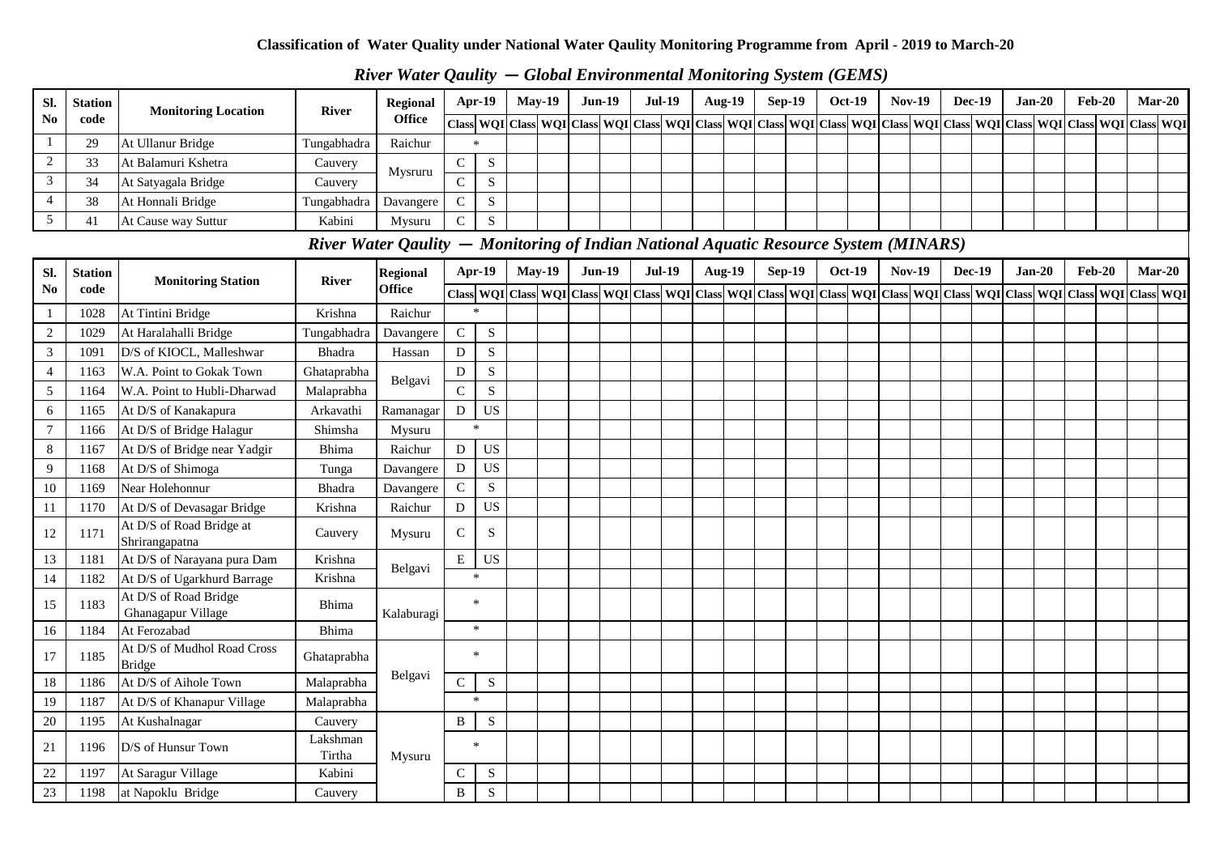**Classification of Water Quality under National Water Qaulity Monitoring Programme from April - 2019 to March-20**

## *River Water Qaulity — Global Environmental Monitoring System (GEMS)*

| Sl. No | Station code | Monitoring Location | River | Regional Office | Apr-19 | | May-19 | | Jun-19 | | Jul-19 | | Aug-19 | | Sep-19 | | Oct-19 | | Nov-19 | | Dec-19 | | Jan-20 | | Feb-20 | | Mar-20 | |
|---|---|---|---|---|---|---|---|---|---|---|---|---|---|---|---|---|---|---|---|---|---|---|---|---|---|---|---|---|
| | | | | | Class | WQI | Class | WQI | Class | WQI | Class | WQI | Class | WQI | Class | WQI | Class | WQI | Class | WQI | Class | WQI | Class | WQI | Class | WQI | Class | WQI |
| 1 | 29 | At Ullanur Bridge | Tungabhadra | Raichur | * | | | | | | | | | | | | | | | | | | | | | | | |
| 2 | 33 | At Balamuri Kshetra | Cauvery | Mysruru | C | S | | | | | | | | | | | | | | | | | | | | | | |
| 3 | 34 | At Satyagala Bridge | Cauvery | | C | S | | | | | | | | | | | | | | | | | | | | | | |
| 4 | 38 | At Honnali Bridge | Tungabhadra | Davangere | C | S | | | | | | | | | | | | | | | | | | | | | | |
| 5 | 41 | At Cause way Suttur | Kabini | Mysuru | C | S | | | | | | | | | | | | | | | | | | | | | | |

## *River Water Qaulity — Monitoring of Indian National Aquatic Resource System (MINARS)*

| Sl. No | Station code | Monitoring Station | River | Regional Office | Apr-19 | | May-19 | | Jun-19 | | Jul-19 | | Aug-19 | | Sep-19 | | Oct-19 | | Nov-19 | | Dec-19 | | Jan-20 | | Feb-20 | | Mar-20 | |
|---|---|---|---|---|---|---|---|---|---|---|---|---|---|---|---|---|---|---|---|---|---|---|---|---|---|---|---|---|
| | | | | | Class | WQI | Class | WQI | Class | WQI | Class | WQI | Class | WQI | Class | WQI | Class | WQI | Class | WQI | Class | WQI | Class | WQI | Class | WQI | Class | WQI |
| 1 | 1028 | At Tintini Bridge | Krishna | Raichur | * | | | | | | | | | | | | | | | | | | | | | | | |
| 2 | 1029 | At Haralahalli Bridge | Tungabhadra | Davangere | C | S | | | | | | | | | | | | | | | | | | | | | | |
| 3 | 1091 | D/S of KIOCL, Malleshwar | Bhadra | Hassan | D | S | | | | | | | | | | | | | | | | | | | | | | |
| 4 | 1163 | W.A. Point to Gokak Town | Ghataprabha | Belgavi | D | S | | | | | | | | | | | | | | | | | | | | | | |
| 5 | 1164 | W.A. Point to Hubli-Dharwad | Malaprabha | | C | S | | | | | | | | | | | | | | | | | | | | | | |
| 6 | 1165 | At D/S of Kanakapura | Arkavathi | Ramanagar | D | US | | | | | | | | | | | | | | | | | | | | | | |
| 7 | 1166 | At D/S of Bridge Halagur | Shimsha | Mysuru | * | | | | | | | | | | | | | | | | | | | | | | | |
| 8 | 1167 | At D/S of Bridge near Yadgir | Bhima | Raichur | D | US | | | | | | | | | | | | | | | | | | | | | | |
| 9 | 1168 | At D/S of Shimoga | Tunga | Davangere | D | US | | | | | | | | | | | | | | | | | | | | | | |
| 10 | 1169 | Near Holehonnur | Bhadra | Davangere | C | S | | | | | | | | | | | | | | | | | | | | | | |
| 11 | 1170 | At D/S of Devasagar Bridge | Krishna | Raichur | D | US | | | | | | | | | | | | | | | | | | | | | | |
| 12 | 1171 | At D/S of Road Bridge at Shrirangapatna | Cauvery | Mysuru | C | S | | | | | | | | | | | | | | | | | | | | | | |
| 13 | 1181 | At D/S of Narayana pura Dam | Krishna | Belgavi | E | US | | | | | | | | | | | | | | | | | | | | | | |
| 14 | 1182 | At D/S of Ugarkhurd Barrage | Krishna | | * | | | | | | | | | | | | | | | | | | | | | | | |
| 15 | 1183 | At D/S of Road Bridge Ghanagapur Village | Bhima | Kalaburagi | * | | | | | | | | | | | | | | | | | | | | | | | |
| 16 | 1184 | At Ferozabad | Bhima | | * | | | | | | | | | | | | | | | | | | | | | | | |
| 17 | 1185 | At D/S of Mudhol Road Cross Bridge | Ghataprabha | Belgavi | * | | | | | | | | | | | | | | | | | | | | | | | |
| 18 | 1186 | At D/S of Aihole Town | Malaprabha | | C | S | | | | | | | | | | | | | | | | | | | | | | |
| 19 | 1187 | At D/S of Khanapur Village | Malaprabha | | * | | | | | | | | | | | | | | | | | | | | | | | |
| 20 | 1195 | At Kushalnagar | Cauvery | Mysuru | B | S | | | | | | | | | | | | | | | | | | | | | | |
| 21 | 1196 | D/S of Hunsur Town | Lakshman Tirtha | | * | | | | | | | | | | | | | | | | | | | | | | | |
| 22 | 1197 | At Saragur Village | Kabini | | C | S | | | | | | | | | | | | | | | | | | | | | | |
| 23 | 1198 | at Napoklu Bridge | Cauvery | | B | S | | | | | | | | | | | | | | | | | | | | | | |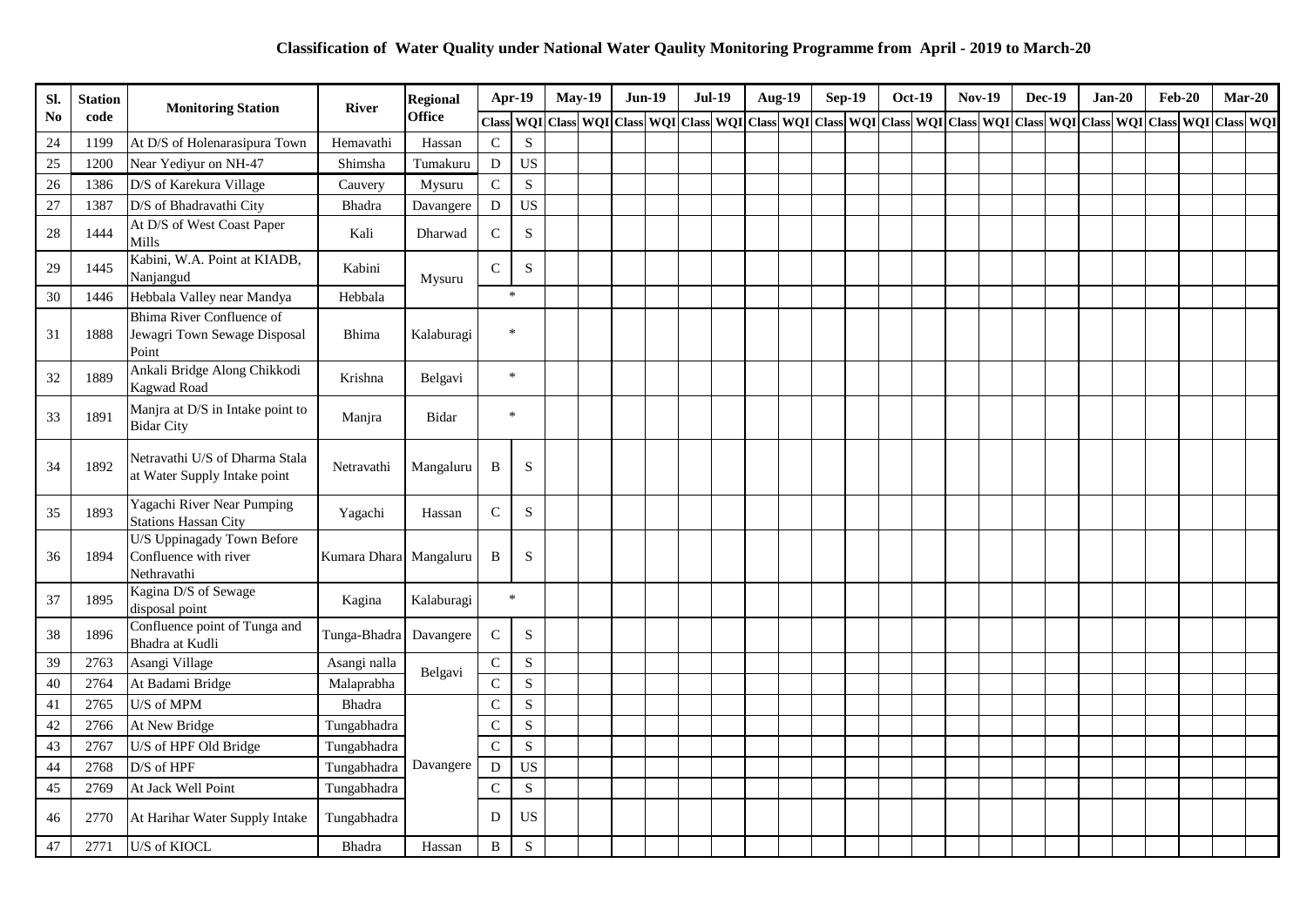# Classification of Water Quality under National Water Qaulity Monitoring Programme from April - 2019 to March-20

| Sl. No | Station code | Monitoring Station | River | Regional Office | Apr-19 | | May-19 | | Jun-19 | | Jul-19 | | Aug-19 | | Sep-19 | | Oct-19 | | Nov-19 | | Dec-19 | | Jan-20 | | Feb-20 | | Mar-20 | |
|---|---|---|---|---|---|---|---|---|---|---|---|---|---|---|---|---|---|---|---|---|---|---|---|---|---|---|---|---|
| | | | | | Class | WQI | Class | WQI | Class | WQI | Class | WQI | Class | WQI | Class | WQI | Class | WQI | Class | WQI | Class | WQI | Class | WQI | Class | WQI | Class | WQI |
| 24 | 1199 | At D/S of Holenarasipura Town | Hemavathi | Hassan | C | S | | | | | | | | | | | | | | | | | | | | | | |
| 25 | 1200 | Near Yediyur on NH-47 | Shimsha | Tumakuru | D | US | | | | | | | | | | | | | | | | | | | | | | |
| 26 | 1386 | D/S of Karekura Village | Cauvery | Mysuru | C | S | | | | | | | | | | | | | | | | | | | | | | |
| 27 | 1387 | D/S of Bhadravathi City | Bhadra | Davangere | D | US | | | | | | | | | | | | | | | | | | | | | | |
| 28 | 1444 | At D/S of West Coast Paper Mills | Kali | Dharwad | C | S | | | | | | | | | | | | | | | | | | | | | | |
| 29 | 1445 | Kabini, W.A. Point at KIADB, Nanjangud | Kabini | Mysuru | C | S | | | | | | | | | | | | | | | | | | | | | | |
| 30 | 1446 | Hebbala Valley near Mandya | Hebbala | | * | | | | | | | | | | | | | | | | | | | | | | | |
| 31 | 1888 | Bhima River Confluence of Jewagri Town Sewage Disposal Point | Bhima | Kalaburagi | * | | | | | | | | | | | | | | | | | | | | | | | |
| 32 | 1889 | Ankali Bridge Along Chikkodi Kagwad Road | Krishna | Belgavi | * | | | | | | | | | | | | | | | | | | | | | | | |
| 33 | 1891 | Manjra at D/S in Intake point to Bidar City | Manjra | Bidar | * | | | | | | | | | | | | | | | | | | | | | | | |
| 34 | 1892 | Netravathi U/S of Dharma Stala at Water Supply Intake point | Netravathi | Mangaluru | B | S | | | | | | | | | | | | | | | | | | | | | | |
| 35 | 1893 | Yagachi River Near Pumping Stations Hassan City | Yagachi | Hassan | C | S | | | | | | | | | | | | | | | | | | | | | | |
| 36 | 1894 | U/S Uppinagady Town Before Confluence with river Nethravathi | Kumara Dhara | Mangaluru | B | S | | | | | | | | | | | | | | | | | | | | | | |
| 37 | 1895 | Kagina D/S of Sewage disposal point | Kagina | Kalaburagi | * | | | | | | | | | | | | | | | | | | | | | | | |
| 38 | 1896 | Confluence point of Tunga and Bhadra at Kudli | Tunga-Bhadra | Davangere | C | S | | | | | | | | | | | | | | | | | | | | | | |
| 39 | 2763 | Asangi Village | Asangi nalla | Belgavi | C | S | | | | | | | | | | | | | | | | | | | | | | |
| 40 | 2764 | At Badami Bridge | Malaprabha | | C | S | | | | | | | | | | | | | | | | | | | | | | |
| 41 | 2765 | U/S of MPM | Bhadra | Davangere | C | S | | | | | | | | | | | | | | | | | | | | | | |
| 42 | 2766 | At New Bridge | Tungabhadra | | C | S | | | | | | | | | | | | | | | | | | | | | | |
| 43 | 2767 | U/S of HPF Old Bridge | Tungabhadra | | C | S | | | | | | | | | | | | | | | | | | | | | | |
| 44 | 2768 | D/S of HPF | Tungabhadra | | D | US | | | | | | | | | | | | | | | | | | | | | | |
| 45 | 2769 | At Jack Well Point | Tungabhadra | | C | S | | | | | | | | | | | | | | | | | | | | | | |
| 46 | 2770 | At Harihar Water Supply Intake | Tungabhadra | | D | US | | | | | | | | | | | | | | | | | | | | | | |
| 47 | 2771 | U/S of KIOCL | Bhadra | Hassan | B | S | | | | | | | | | | | | | | | | | | | | | | |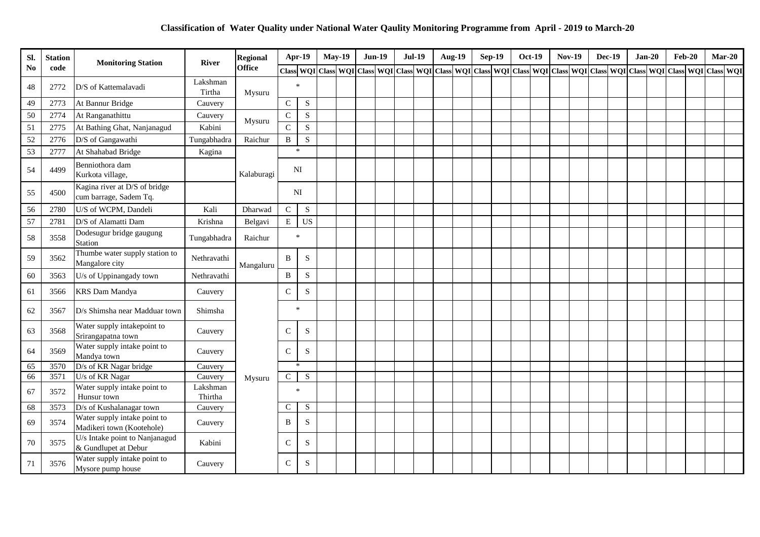## Classification of Water Quality under National Water Qaulity Monitoring Programme from April - 2019 to March-20

| Sl. No | Station code | Monitoring Station | River | Regional Office | Apr-19 | | May-19 | | Jun-19 | | Jul-19 | | Aug-19 | | Sep-19 | | Oct-19 | | Nov-19 | | Dec-19 | | Jan-20 | | Feb-20 | | Mar-20 | |
|---|---|---|---|---|---|---|---|---|---|---|---|---|---|---|---|---|---|---|---|---|---|---|---|---|---|---|---|---|
| | | | | | Class | WQI | Class | WQI | Class | WQI | Class | WQI | Class | WQI | Class | WQI | Class | WQI | Class | WQI | Class | WQI | Class | WQI | Class | WQI | Class | WQI |
| 48 | 2772 | D/S of Kattemalavadi | Lakshman Tirtha | Mysuru | * | | | | | | | | | | | | | | | | | | | | | | | |
| 49 | 2773 | At Bannur Bridge | Cauvery | | C | S | | | | | | | | | | | | | | | | | | | | | | |
| 50 | 2774 | At Ranganathittu | Cauvery | Mysuru | C | S | | | | | | | | | | | | | | | | | | | | | | |
| 51 | 2775 | At Bathing Ghat, Nanjanagud | Kabini | | C | S | | | | | | | | | | | | | | | | | | | | | | |
| 52 | 2776 | D/S of Gangawathi | Tungabhadra | Raichur | B | S | | | | | | | | | | | | | | | | | | | | | | |
| 53 | 2777 | At Shahabad Bridge | Kagina | | * | | | | | | | | | | | | | | | | | | | | | | | |
| 54 | 4499 | Benniothora dam Kurkota village, | | Kalaburagi | NI | | | | | | | | | | | | | | | | | | | | | | | |
| 55 | 4500 | Kagina river at D/S of bridge cum barrage, Sadem Tq. | | | NI | | | | | | | | | | | | | | | | | | | | | | | |
| 56 | 2780 | U/S of WCPM, Dandeli | Kali | Dharwad | C | S | | | | | | | | | | | | | | | | | | | | | | |
| 57 | 2781 | D/S of Alamatti Dam | Krishna | Belgavi | E | US | | | | | | | | | | | | | | | | | | | | | | |
| 58 | 3558 | Dodesugur bridge gaugung Station | Tungabhadra | Raichur | * | | | | | | | | | | | | | | | | | | | | | | | |
| 59 | 3562 | Thumbe water supply station to Mangalore city | Nethravathi | Mangaluru | B | S | | | | | | | | | | | | | | | | | | | | | | |
| 60 | 3563 | U/s of Uppinangady town | Nethravathi | | B | S | | | | | | | | | | | | | | | | | | | | | | |
| 61 | 3566 | KRS Dam Mandya | Cauvery | | C | S | | | | | | | | | | | | | | | | | | | | | | |
| 62 | 3567 | D/s Shimsha near Madduar town | Shimsha | | * | | | | | | | | | | | | | | | | | | | | | | | |
| 63 | 3568 | Water supply intakepoint to Srirangapatna town | Cauvery | | C | S | | | | | | | | | | | | | | | | | | | | | | |
| 64 | 3569 | Water supply intake point to Mandya town | Cauvery | | C | S | | | | | | | | | | | | | | | | | | | | | | |
| 65 | 3570 | D/s of KR Nagar bridge | Cauvery | | * | | | | | | | | | | | | | | | | | | | | | | | |
| 66 | 3571 | U/s of KR Nagar | Cauvery | Mysuru | C | S | | | | | | | | | | | | | | | | | | | | | | |
| 67 | 3572 | Water supply intake point to Hunsur town | Lakshman Thirtha | | * | | | | | | | | | | | | | | | | | | | | | | | |
| 68 | 3573 | D/s of Kushalanagar town | Cauvery | | C | S | | | | | | | | | | | | | | | | | | | | | | |
| 69 | 3574 | Water supply intake point to Madikeri town (Kootehole) | Cauvery | | B | S | | | | | | | | | | | | | | | | | | | | | | |
| 70 | 3575 | U/s Intake point to Nanjanagud & Gundlupet at Debur | Kabini | | C | S | | | | | | | | | | | | | | | | | | | | | | |
| 71 | 3576 | Water supply intake point to Mysore pump house | Cauvery | | C | S | | | | | | | | | | | | | | | | | | | | | | |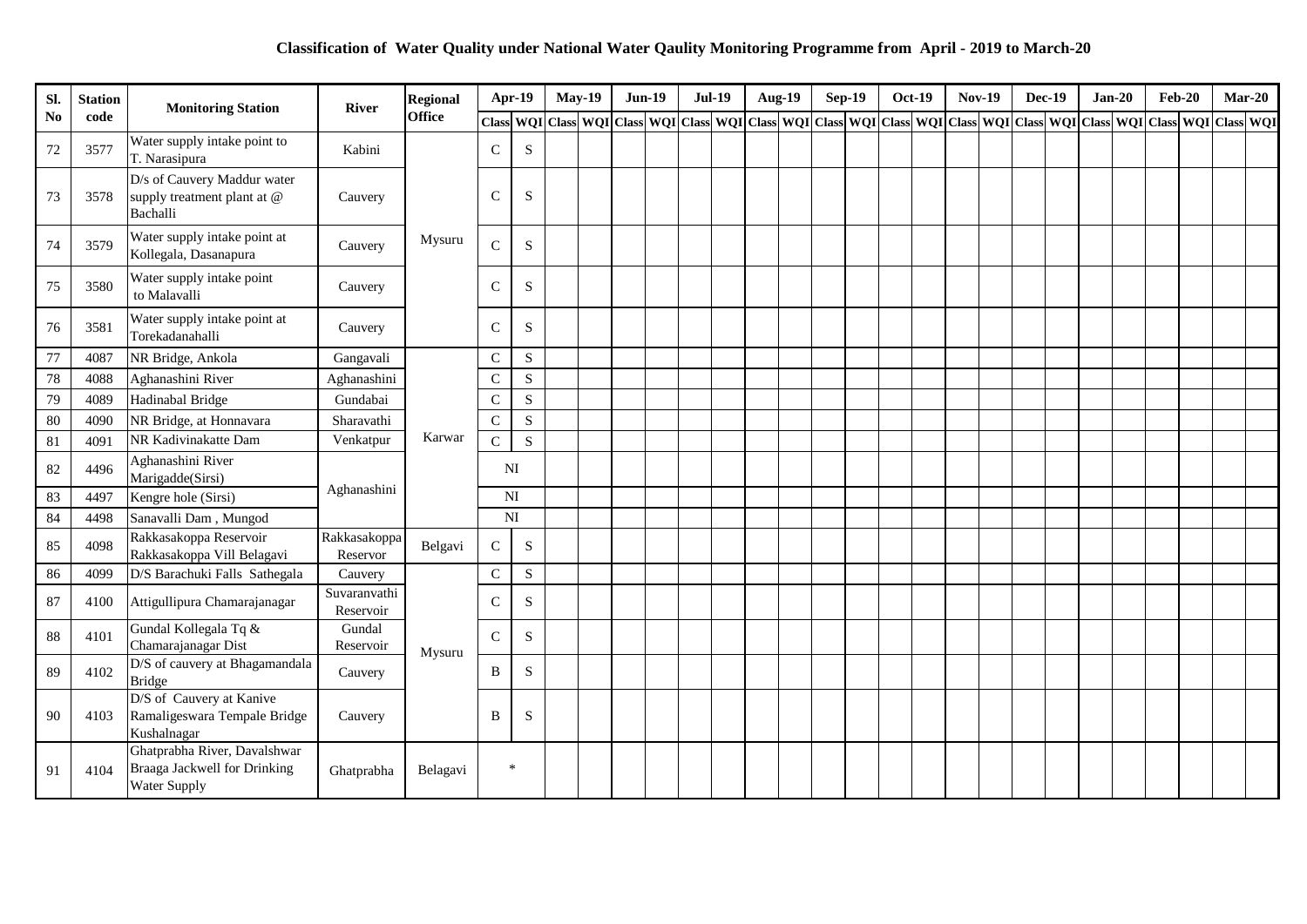## Classification of Water Quality under National Water Qaulity Monitoring Programme from April - 2019 to March-20

| Sl. No | Station code | Monitoring Station | River | Regional Office | Apr-19 | | May-19 | | Jun-19 | | Jul-19 | | Aug-19 | | Sep-19 | | Oct-19 | | Nov-19 | | Dec-19 | | Jan-20 | | Feb-20 | | Mar-20 | |
|---|---|---|---|---|---|---|---|---|---|---|---|---|---|---|---|---|---|---|---|---|---|---|---|---|---|---|---|---|
| | | | | | Class | WQI | Class | WQI | Class | WQI | Class | WQI | Class | WQI | Class | WQI | Class | WQI | Class | WQI | Class | WQI | Class | WQI | Class | WQI | Class | WQI |
| 72 | 3577 | Water supply intake point to T. Narasipura | Kabini | Mysuru | C | S | | | | | | | | | | | | | | | | | | | | | | |
| 73 | 3578 | D/s of Cauvery Maddur water supply treatment plant at @ Bachalli | Cauvery | Mysuru | C | S | | | | | | | | | | | | | | | | | | | | | | |
| 74 | 3579 | Water supply intake point at Kollegala, Dasanapura | Cauvery | Mysuru | C | S | | | | | | | | | | | | | | | | | | | | | | |
| 75 | 3580 | Water supply intake point to Malavalli | Cauvery | Mysuru | C | S | | | | | | | | | | | | | | | | | | | | | | |
| 76 | 3581 | Water supply intake point at Torekadanahalli | Cauvery | Mysuru | C | S | | | | | | | | | | | | | | | | | | | | | | |
| 77 | 4087 | NR Bridge, Ankola | Gangavali | Karwar | C | S | | | | | | | | | | | | | | | | | | | | | | |
| 78 | 4088 | Aghanashini River | Aghanashini | Karwar | C | S | | | | | | | | | | | | | | | | | | | | | | |
| 79 | 4089 | Hadinabal Bridge | Gundabai | Karwar | C | S | | | | | | | | | | | | | | | | | | | | | | |
| 80 | 4090 | NR Bridge, at Honnavara | Sharavathi | Karwar | C | S | | | | | | | | | | | | | | | | | | | | | | |
| 81 | 4091 | NR Kadivinakatte Dam | Venkatpur | Karwar | C | S | | | | | | | | | | | | | | | | | | | | | | |
| 82 | 4496 | Aghanashini River Marigadde(Sirsi) | Aghanashini | Karwar | NI | | | | | | | | | | | | | | | | | | | | | | | |
| 83 | 4497 | Kengre hole (Sirsi) | Aghanashini | Karwar | NI | | | | | | | | | | | | | | | | | | | | | | | |
| 84 | 4498 | Sanavalli Dam , Mungod | Aghanashini | Karwar | NI | | | | | | | | | | | | | | | | | | | | | | | |
| 85 | 4098 | Rakkasakoppa Reservoir Rakkasakoppa Vill Belagavi | Rakkasakoppa Reservor | Belgavi | C | S | | | | | | | | | | | | | | | | | | | | | | |
| 86 | 4099 | D/S Barachuki Falls Sathegala | Cauvery | Mysuru | C | S | | | | | | | | | | | | | | | | | | | | | | |
| 87 | 4100 | Attigullipura Chamarajanagar | Suvaranvathi Reservoir | Mysuru | C | S | | | | | | | | | | | | | | | | | | | | | | |
| 88 | 4101 | Gundal Kollegala Tq & Chamarajanagar Dist | Gundal Reservoir | Mysuru | C | S | | | | | | | | | | | | | | | | | | | | | | |
| 89 | 4102 | D/S of cauvery at Bhagamandala Bridge | Cauvery | Mysuru | B | S | | | | | | | | | | | | | | | | | | | | | | |
| 90 | 4103 | D/S of Cauvery at Kanive Ramaligeswara Tempale Bridge Kushalnagar | Cauvery | Mysuru | B | S | | | | | | | | | | | | | | | | | | | | | | |
| 91 | 4104 | Ghatprabha River, Davalshwar Braaga Jackwell for Drinking Water Supply | Ghatprabha | Belagavi | * | | | | | | | | | | | | | | | | | | | | | | | |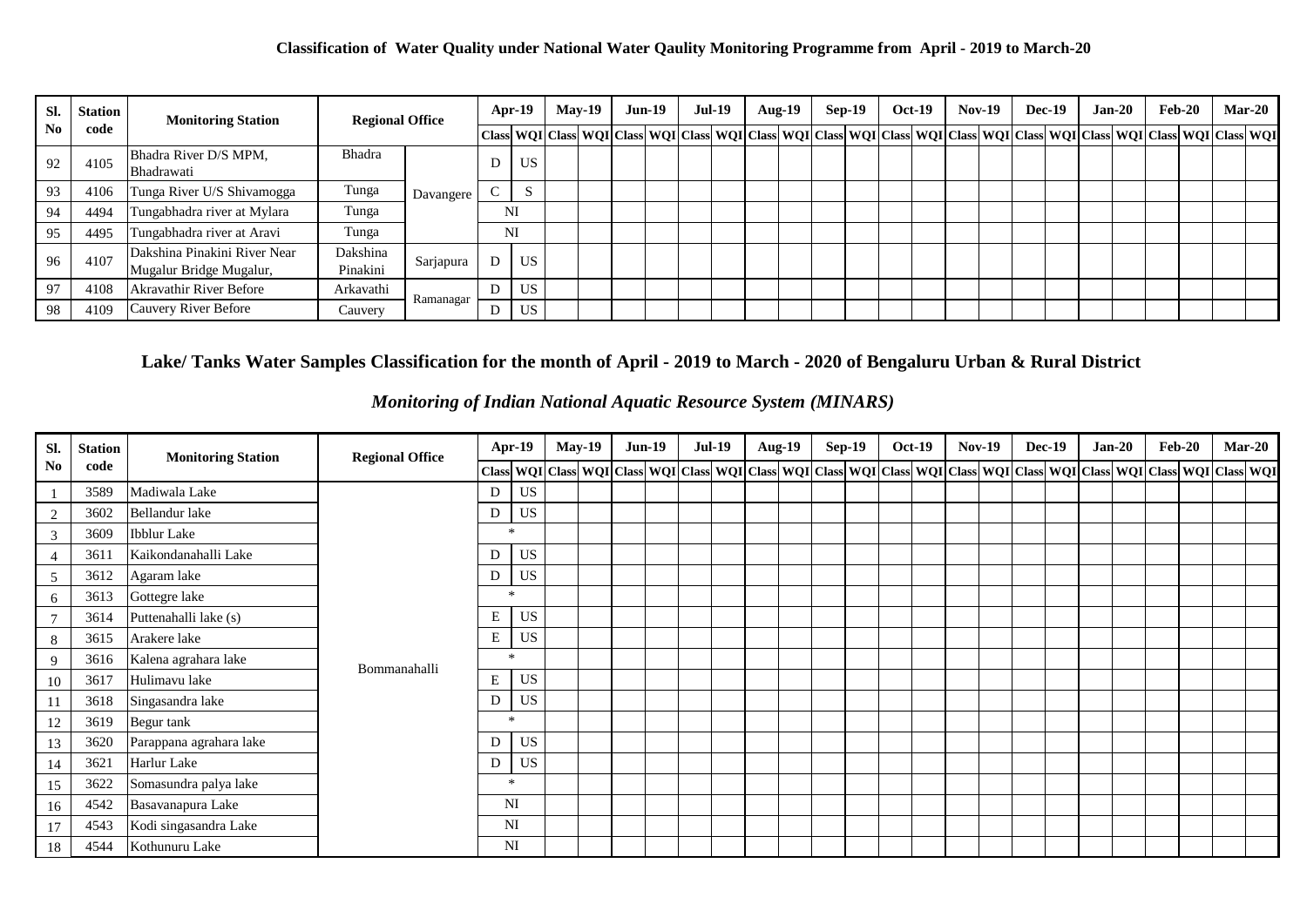**Classification of Water Quality under National Water Qaulity Monitoring Programme from April - 2019 to March-20**

| Sl. No | Station code | Monitoring Station | Regional Office | | Apr-19 | | May-19 | | Jun-19 | | Jul-19 | | Aug-19 | | Sep-19 | | Oct-19 | | Nov-19 | | Dec-19 | | Jan-20 | | Feb-20 | | Mar-20 | |
|---|---|---|---|---|---|---|---|---|---|---|---|---|---|---|---|---|---|---|---|---|---|---|---|---|---|---|---|---|
| | | | | | Class | WQI | Class | WQI | Class | WQI | Class | WQI | Class | WQI | Class | WQI | Class | WQI | Class | WQI | Class | WQI | Class | WQI | Class | WQI | Class | WQI |
| 92 | 4105 | Bhadra River D/S MPM, Bhadrawati | Bhadra | Davangere | D | US | | | | | | | | | | | | | | | | | | | | | | |
| 93 | 4106 | Tunga River U/S Shivamogga | Tunga | | C | S | | | | | | | | | | | | | | | | | | | | | | |
| 94 | 4494 | Tungabhadra river at Mylara | Tunga | | NI | | | | | | | | | | | | | | | | | | | | | | | |
| 95 | 4495 | Tungabhadra river at Aravi | Tunga | | NI | | | | | | | | | | | | | | | | | | | | | | | |
| 96 | 4107 | Dakshina Pinakini River Near Mugalur Bridge Mugalur, | Dakshina Pinakini | Sarjapura | D | US | | | | | | | | | | | | | | | | | | | | | | |
| 97 | 4108 | Akravathir River Before | Arkavathi | Ramanagar | D | US | | | | | | | | | | | | | | | | | | | | | | |
| 98 | 4109 | Cauvery River Before | Cauvery | | D | US | | | | | | | | | | | | | | | | | | | | | | |

## Lake/ Tanks Water Samples Classification for the month of April - 2019 to March - 2020 of Bengaluru Urban & Rural District

### *Monitoring of Indian National Aquatic Resource System (MINARS)*

| Sl. No | Station code | Monitoring Station | Regional Office | Apr-19 | | May-19 | | Jun-19 | | Jul-19 | | Aug-19 | | Sep-19 | | Oct-19 | | Nov-19 | | Dec-19 | | Jan-20 | | Feb-20 | | Mar-20 | |
|---|---|---|---|---|---|---|---|---|---|---|---|---|---|---|---|---|---|---|---|---|---|---|---|---|---|---|---|
| | | | | Class | WQI | Class | WQI | Class | WQI | Class | WQI | Class | WQI | Class | WQI | Class | WQI | Class | WQI | Class | WQI | Class | WQI | Class | WQI | Class | WQI |
| 1 | 3589 | Madiwala Lake | Bommanahalli | D | US | | | | | | | | | | | | | | | | | | | | | | |
| 2 | 3602 | Bellandur lake | | D | US | | | | | | | | | | | | | | | | | | | | | | |
| 3 | 3609 | Ibblur Lake | | * | | | | | | | | | | | | | | | | | | | | | | | |
| 4 | 3611 | Kaikondanahalli Lake | | D | US | | | | | | | | | | | | | | | | | | | | | | |
| 5 | 3612 | Agaram lake | | D | US | | | | | | | | | | | | | | | | | | | | | | |
| 6 | 3613 | Gottegre lake | | * | | | | | | | | | | | | | | | | | | | | | | | |
| 7 | 3614 | Puttenahalli lake (s) | | E | US | | | | | | | | | | | | | | | | | | | | | | |
| 8 | 3615 | Arakere lake | | E | US | | | | | | | | | | | | | | | | | | | | | | |
| 9 | 3616 | Kalena agrahara lake | | * | | | | | | | | | | | | | | | | | | | | | | | |
| 10 | 3617 | Hulimavu lake | | E | US | | | | | | | | | | | | | | | | | | | | | | |
| 11 | 3618 | Singasandra lake | | D | US | | | | | | | | | | | | | | | | | | | | | | |
| 12 | 3619 | Begur tank | | * | | | | | | | | | | | | | | | | | | | | | | | |
| 13 | 3620 | Parappana agrahara lake | | D | US | | | | | | | | | | | | | | | | | | | | | | |
| 14 | 3621 | Harlur Lake | | D | US | | | | | | | | | | | | | | | | | | | | | | |
| 15 | 3622 | Somasundra palya lake | | * | | | | | | | | | | | | | | | | | | | | | | | |
| 16 | 4542 | Basavanapura Lake | | NI | | | | | | | | | | | | | | | | | | | | | | | |
| 17 | 4543 | Kodi singasandra Lake | | NI | | | | | | | | | | | | | | | | | | | | | | | |
| 18 | 4544 | Kothunuru Lake | | NI | | | | | | | | | | | | | | | | | | | | | | | |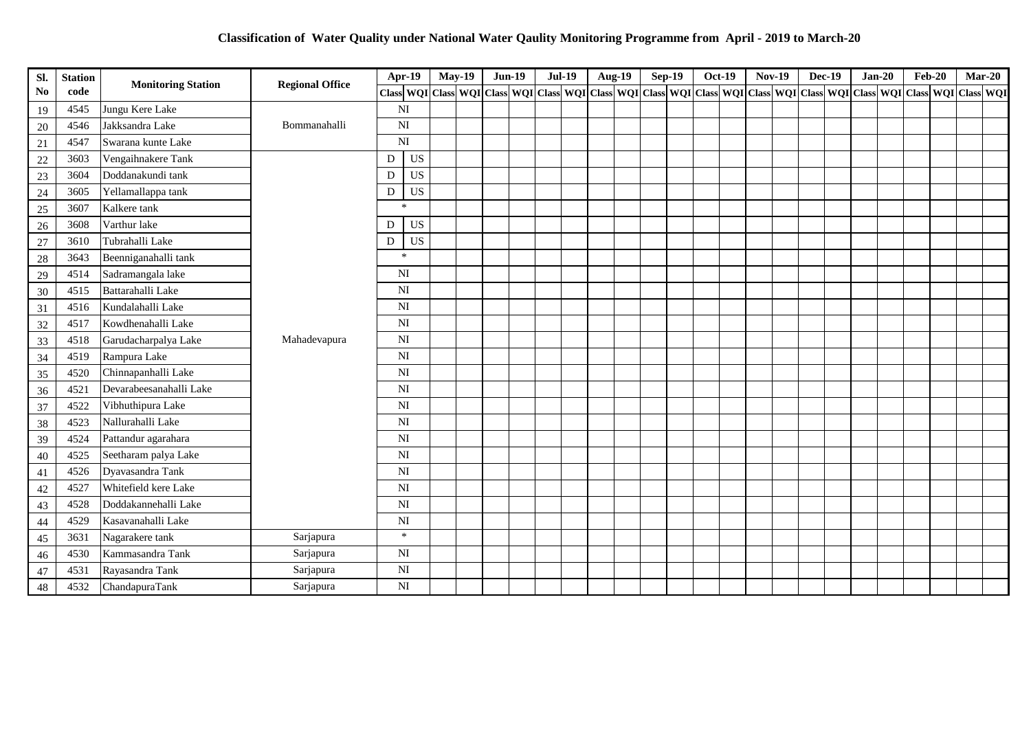# Classification of Water Quality under National Water Qaulity Monitoring Programme from April - 2019 to March-20

| Sl. No | Station code | Monitoring Station | Regional Office | Apr-19 | | May-19 | | Jun-19 | | Jul-19 | | Aug-19 | | Sep-19 | | Oct-19 | | Nov-19 | | Dec-19 | | Jan-20 | | Feb-20 | | Mar-20 | |
|---|---|---|---|---|---|---|---|---|---|---|---|---|---|---|---|---|---|---|---|---|---|---|---|---|---|---|---|
| | | | | Class | WQI | Class | WQI | Class | WQI | Class | WQI | Class | WQI | Class | WQI | Class | WQI | Class | WQI | Class | WQI | Class | WQI | Class | WQI | Class | WQI |
| 19 | 4545 | Jungu Kere Lake | Bommanahalli | NI | | | | | | | | | | | | | | | | | | | | | | | |
| 20 | 4546 | Jakksandra Lake | Bommanahalli | NI | | | | | | | | | | | | | | | | | | | | | | | |
| 21 | 4547 | Swarana kunte Lake | Bommanahalli | NI | | | | | | | | | | | | | | | | | | | | | | | |
| 22 | 3603 | Vengaihnakere Tank | Mahadevapura | D | US | | | | | | | | | | | | | | | | | | | | | | |
| 23 | 3604 | Doddanakundi tank | Mahadevapura | D | US | | | | | | | | | | | | | | | | | | | | | | |
| 24 | 3605 | Yellamallappa tank | Mahadevapura | D | US | | | | | | | | | | | | | | | | | | | | | | |
| 25 | 3607 | Kalkere tank | Mahadevapura | * | | | | | | | | | | | | | | | | | | | | | | | |
| 26 | 3608 | Varthur lake | Mahadevapura | D | US | | | | | | | | | | | | | | | | | | | | | | |
| 27 | 3610 | Tubrahalli Lake | Mahadevapura | D | US | | | | | | | | | | | | | | | | | | | | | | |
| 28 | 3643 | Beenniganahalli tank | Mahadevapura | * | | | | | | | | | | | | | | | | | | | | | | | |
| 29 | 4514 | Sadramangala lake | Mahadevapura | NI | | | | | | | | | | | | | | | | | | | | | | | |
| 30 | 4515 | Battarahalli Lake | Mahadevapura | NI | | | | | | | | | | | | | | | | | | | | | | | |
| 31 | 4516 | Kundalahalli Lake | Mahadevapura | NI | | | | | | | | | | | | | | | | | | | | | | | |
| 32 | 4517 | Kowdhenahalli Lake | Mahadevapura | NI | | | | | | | | | | | | | | | | | | | | | | | |
| 33 | 4518 | Garudacharpalya Lake | Mahadevapura | NI | | | | | | | | | | | | | | | | | | | | | | | |
| 34 | 4519 | Rampura Lake | Mahadevapura | NI | | | | | | | | | | | | | | | | | | | | | | | |
| 35 | 4520 | Chinnapanhalli Lake | Mahadevapura | NI | | | | | | | | | | | | | | | | | | | | | | | |
| 36 | 4521 | Devarabeesanahalli Lake | Mahadevapura | NI | | | | | | | | | | | | | | | | | | | | | | | |
| 37 | 4522 | Vibhuthipura Lake | Mahadevapura | NI | | | | | | | | | | | | | | | | | | | | | | | |
| 38 | 4523 | Nallurahalli Lake | Mahadevapura | NI | | | | | | | | | | | | | | | | | | | | | | | |
| 39 | 4524 | Pattandur agarahara | Mahadevapura | NI | | | | | | | | | | | | | | | | | | | | | | | |
| 40 | 4525 | Seetharam palya Lake | Mahadevapura | NI | | | | | | | | | | | | | | | | | | | | | | | |
| 41 | 4526 | Dyavasandra Tank | Mahadevapura | NI | | | | | | | | | | | | | | | | | | | | | | | |
| 42 | 4527 | Whitefield kere Lake | Mahadevapura | NI | | | | | | | | | | | | | | | | | | | | | | | |
| 43 | 4528 | Doddakannehalli Lake | Mahadevapura | NI | | | | | | | | | | | | | | | | | | | | | | | |
| 44 | 4529 | Kasavanahalli Lake | Mahadevapura | NI | | | | | | | | | | | | | | | | | | | | | | | |
| 45 | 3631 | Nagarakere tank | Sarjapura | * | | | | | | | | | | | | | | | | | | | | | | | |
| 46 | 4530 | Kammasandra Tank | Sarjapura | NI | | | | | | | | | | | | | | | | | | | | | | | |
| 47 | 4531 | Rayasandra Tank | Sarjapura | NI | | | | | | | | | | | | | | | | | | | | | | | |
| 48 | 4532 | ChandapuraTank | Sarjapura | NI | | | | | | | | | | | | | | | | | | | | | | | |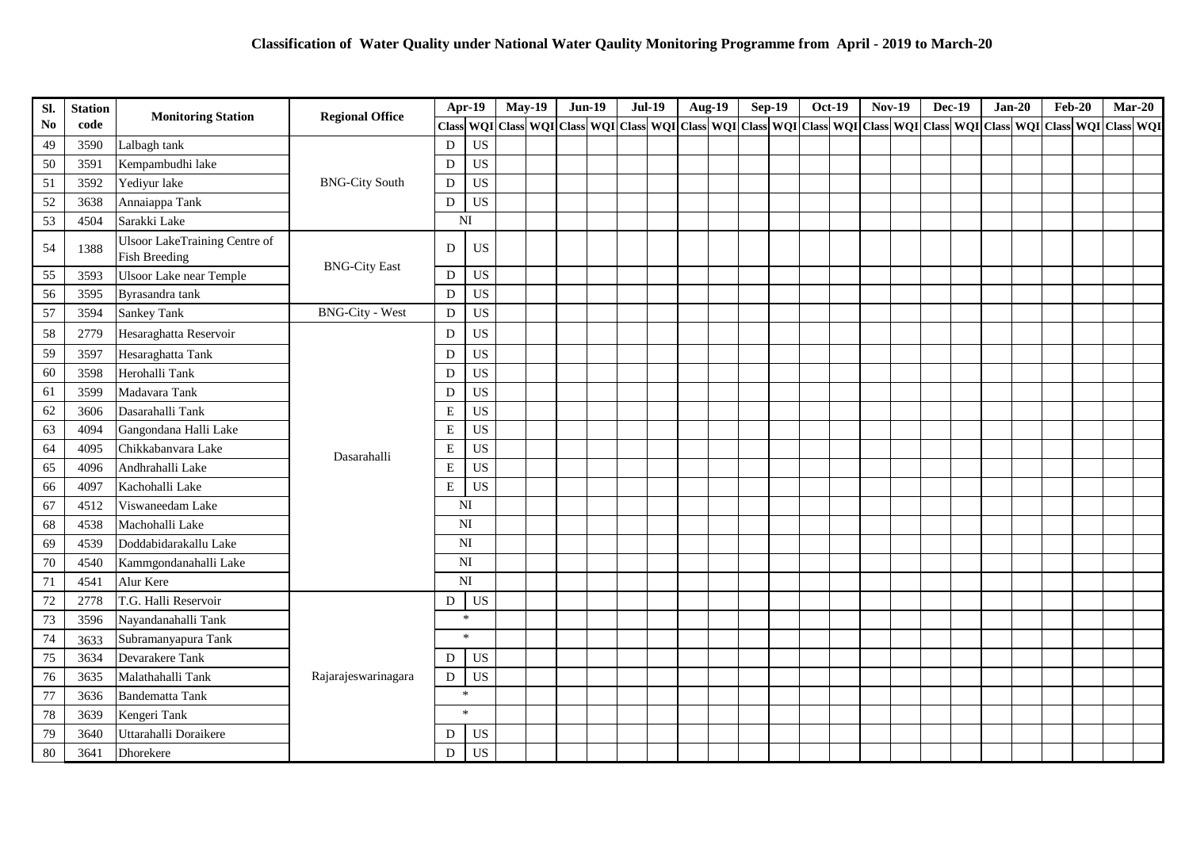# Classification of Water Quality under National Water Qaulity Monitoring Programme from April - 2019 to March-20

| Sl. No | Station code | Monitoring Station | Regional Office | Apr-19 | | May-19 | | Jun-19 | | Jul-19 | | Aug-19 | | Sep-19 | | Oct-19 | | Nov-19 | | Dec-19 | | Jan-20 | | Feb-20 | | Mar-20 | |
|---|---|---|---|---|---|---|---|---|---|---|---|---|---|---|---|---|---|---|---|---|---|---|---|---|---|---|---|
| | | | | Class | WQI | Class | WQI | Class | WQI | Class | WQI | Class | WQI | Class | WQI | Class | WQI | Class | WQI | Class | WQI | Class | WQI | Class | WQI | Class | WQI |
| 49 | 3590 | Lalbagh tank | BNG-City South | D | US | | | | | | | | | | | | | | | | | | | | | | |
| 50 | 3591 | Kempambudhi lake | | D | US | | | | | | | | | | | | | | | | | | | | | | |
| 51 | 3592 | Yediyur lake | | D | US | | | | | | | | | | | | | | | | | | | | | | |
| 52 | 3638 | Annaiappa Tank | | D | US | | | | | | | | | | | | | | | | | | | | | | |
| 53 | 4504 | Sarakki Lake | | NI | | | | | | | | | | | | | | | | | | | | | | | |
| 54 | 1388 | Ulsoor LakeTraining Centre of Fish Breeding | BNG-City East | D | US | | | | | | | | | | | | | | | | | | | | | | |
| 55 | 3593 | Ulsoor Lake near Temple | | D | US | | | | | | | | | | | | | | | | | | | | | | |
| 56 | 3595 | Byrasandra tank | | D | US | | | | | | | | | | | | | | | | | | | | | | |
| 57 | 3594 | Sankey Tank | BNG-City - West | D | US | | | | | | | | | | | | | | | | | | | | | | |
| 58 | 2779 | Hesaraghatta Reservoir | Dasarahalli | D | US | | | | | | | | | | | | | | | | | | | | | | |
| 59 | 3597 | Hesaraghatta Tank | | D | US | | | | | | | | | | | | | | | | | | | | | | |
| 60 | 3598 | Herohalli Tank | | D | US | | | | | | | | | | | | | | | | | | | | | | |
| 61 | 3599 | Madavara Tank | | D | US | | | | | | | | | | | | | | | | | | | | | | |
| 62 | 3606 | Dasarahalli Tank | | E | US | | | | | | | | | | | | | | | | | | | | | | |
| 63 | 4094 | Gangondana Halli Lake | | E | US | | | | | | | | | | | | | | | | | | | | | | |
| 64 | 4095 | Chikkabanvara Lake | | E | US | | | | | | | | | | | | | | | | | | | | | | |
| 65 | 4096 | Andhrahalli Lake | | E | US | | | | | | | | | | | | | | | | | | | | | | |
| 66 | 4097 | Kachohalli Lake | | E | US | | | | | | | | | | | | | | | | | | | | | | |
| 67 | 4512 | Viswaneedam Lake | | NI | | | | | | | | | | | | | | | | | | | | | | | |
| 68 | 4538 | Machohalli Lake | | NI | | | | | | | | | | | | | | | | | | | | | | | |
| 69 | 4539 | Doddabidarakallu Lake | | NI | | | | | | | | | | | | | | | | | | | | | | | |
| 70 | 4540 | Kammgondanahalli Lake | | NI | | | | | | | | | | | | | | | | | | | | | | | |
| 71 | 4541 | Alur Kere | | NI | | | | | | | | | | | | | | | | | | | | | | | |
| 72 | 2778 | T.G. Halli Reservoir | Rajarajeswarinagara | D | US | | | | | | | | | | | | | | | | | | | | | | |
| 73 | 3596 | Nayandanahalli Tank | | * | | | | | | | | | | | | | | | | | | | | | | | |
| 74 | 3633 | Subramanyapura Tank | | * | | | | | | | | | | | | | | | | | | | | | | | |
| 75 | 3634 | Devarakere Tank | | D | US | | | | | | | | | | | | | | | | | | | | | | |
| 76 | 3635 | Malathahalli Tank | | D | US | | | | | | | | | | | | | | | | | | | | | | |
| 77 | 3636 | Bandematta Tank | | * | | | | | | | | | | | | | | | | | | | | | | | |
| 78 | 3639 | Kengeri Tank | | * | | | | | | | | | | | | | | | | | | | | | | | |
| 79 | 3640 | Uttarahalli Doraikere | | D | US | | | | | | | | | | | | | | | | | | | | | | |
| 80 | 3641 | Dhorekere | | D | US | | | | | | | | | | | | | | | | | | | | | | |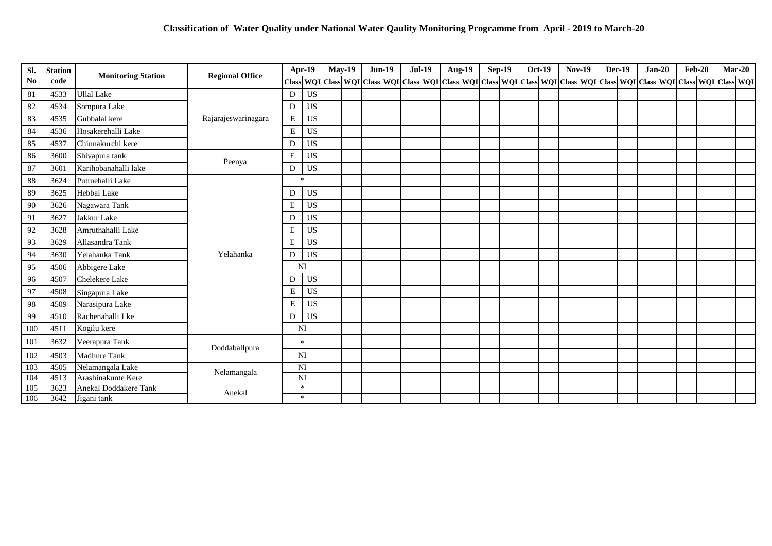## Classification of Water Quality under National Water Qaulity Monitoring Programme from April - 2019 to March-20

| Sl. No | Station code | Monitoring Station | Regional Office | Apr-19 | | May-19 | | Jun-19 | | Jul-19 | | Aug-19 | | Sep-19 | | Oct-19 | | Nov-19 | | Dec-19 | | Jan-20 | | Feb-20 | | Mar-20 | |
|---|---|---|---|---|---|---|---|---|---|---|---|---|---|---|---|---|---|---|---|---|---|---|---|---|---|---|---|
| | | | | Class | WQI | Class | WQI | Class | WQI | Class | WQI | Class | WQI | Class | WQI | Class | WQI | Class | WQI | Class | WQI | Class | WQI | Class | WQI | Class | WQI |
| 81 | 4533 | Ullal Lake | Rajarajeswarinagara | D | US | | | | | | | | | | | | | | | | | | | | | | |
| 82 | 4534 | Sompura Lake | | D | US | | | | | | | | | | | | | | | | | | | | | | |
| 83 | 4535 | Gubbalal kere | | E | US | | | | | | | | | | | | | | | | | | | | | | |
| 84 | 4536 | Hosakerehalli Lake | | E | US | | | | | | | | | | | | | | | | | | | | | | |
| 85 | 4537 | Chinnakurchi kere | | D | US | | | | | | | | | | | | | | | | | | | | | | |
| 86 | 3600 | Shivapura tank | Peenya | E | US | | | | | | | | | | | | | | | | | | | | | | |
| 87 | 3601 | Karihobanahalli lake | | D | US | | | | | | | | | | | | | | | | | | | | | | |
| 88 | 3624 | Puttnehalli Lake | Yelahanka | * | | | | | | | | | | | | | | | | | | | | | | | |
| 89 | 3625 | Hebbal Lake | | D | US | | | | | | | | | | | | | | | | | | | | | | |
| 90 | 3626 | Nagawara Tank | | E | US | | | | | | | | | | | | | | | | | | | | | | |
| 91 | 3627 | Jakkur Lake | | D | US | | | | | | | | | | | | | | | | | | | | | | |
| 92 | 3628 | Amruthahalli Lake | | E | US | | | | | | | | | | | | | | | | | | | | | | |
| 93 | 3629 | Allasandra Tank | | E | US | | | | | | | | | | | | | | | | | | | | | | |
| 94 | 3630 | Yelahanka Tank | | D | US | | | | | | | | | | | | | | | | | | | | | | |
| 95 | 4506 | Abbigere Lake | | NI | | | | | | | | | | | | | | | | | | | | | | | |
| 96 | 4507 | Chelekere Lake | | D | US | | | | | | | | | | | | | | | | | | | | | | |
| 97 | 4508 | Singapura Lake | | E | US | | | | | | | | | | | | | | | | | | | | | | |
| 98 | 4509 | Narasipura Lake | | E | US | | | | | | | | | | | | | | | | | | | | | | |
| 99 | 4510 | Rachenahalli Lke | | D | US | | | | | | | | | | | | | | | | | | | | | | |
| 100 | 4511 | Kogilu kere | | NI | | | | | | | | | | | | | | | | | | | | | | | |
| 101 | 3632 | Veerapura Tank | Doddaballpura | * | | | | | | | | | | | | | | | | | | | | | | | |
| 102 | 4503 | Madhure Tank | | NI | | | | | | | | | | | | | | | | | | | | | | | |
| 103 | 4505 | Nelamangala Lake | Nelamangala | NI | | | | | | | | | | | | | | | | | | | | | | | |
| 104 | 4513 | Arashinakunte Kere | | NI | | | | | | | | | | | | | | | | | | | | | | | |
| 105 | 3623 | Anekal Doddakere Tank | Anekal | * | | | | | | | | | | | | | | | | | | | | | | | |
| 106 | 3642 | Jigani tank | | * | | | | | | | | | | | | | | | | | | | | | | | |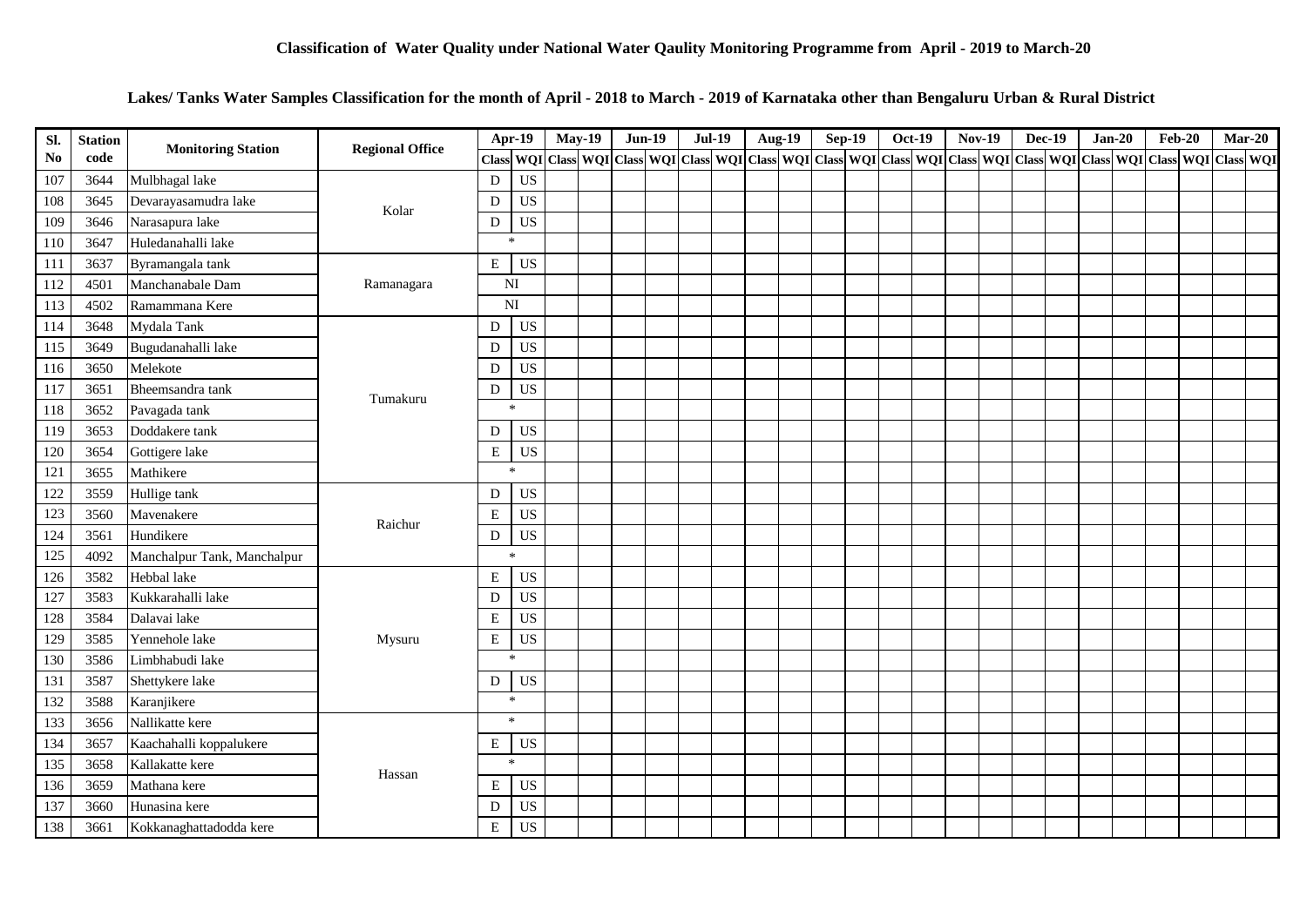**Classification of Water Quality under National Water Qaulity Monitoring Programme from April - 2019 to March-20**

**Lakes/ Tanks Water Samples Classification for the month of April - 2018 to March - 2019 of Karnataka other than Bengaluru Urban & Rural District**

| Sl. No | Station code | Monitoring Station | Regional Office | Apr-19 | | May-19 | | Jun-19 | | Jul-19 | | Aug-19 | | Sep-19 | | Oct-19 | | Nov-19 | | Dec-19 | | Jan-20 | | Feb-20 | | Mar-20 | |
|---|---|---|---|---|---|---|---|---|---|---|---|---|---|---|---|---|---|---|---|---|---|---|---|---|---|---|---|
| | | | | Class | WQI | Class | WQI | Class | WQI | Class | WQI | Class | WQI | Class | WQI | Class | WQI | Class | WQI | Class | WQI | Class | WQI | Class | WQI | Class | WQI |
| 107 | 3644 | Mulbhagal lake | Kolar | D | US | | | | | | | | | | | | | | | | | | | | | | |
| 108 | 3645 | Devarayasamudra lake | Kolar | D | US | | | | | | | | | | | | | | | | | | | | | | |
| 109 | 3646 | Narasapura lake | Kolar | D | US | | | | | | | | | | | | | | | | | | | | | | |
| 110 | 3647 | Huledanahalli lake | Kolar | * | | | | | | | | | | | | | | | | | | | | | | | |
| 111 | 3637 | Byramangala tank | Ramanagara | E | US | | | | | | | | | | | | | | | | | | | | | | |
| 112 | 4501 | Manchanabale Dam | Ramanagara | NI | | | | | | | | | | | | | | | | | | | | | | | |
| 113 | 4502 | Ramammana Kere | Ramanagara | NI | | | | | | | | | | | | | | | | | | | | | | | |
| 114 | 3648 | Mydala Tank | Tumakuru | D | US | | | | | | | | | | | | | | | | | | | | | | |
| 115 | 3649 | Bugudanahalli lake | Tumakuru | D | US | | | | | | | | | | | | | | | | | | | | | | |
| 116 | 3650 | Melekote | Tumakuru | D | US | | | | | | | | | | | | | | | | | | | | | | |
| 117 | 3651 | Bheemsandra tank | Tumakuru | D | US | | | | | | | | | | | | | | | | | | | | | | |
| 118 | 3652 | Pavagada tank | Tumakuru | * | | | | | | | | | | | | | | | | | | | | | | | |
| 119 | 3653 | Doddakere tank | Tumakuru | D | US | | | | | | | | | | | | | | | | | | | | | | |
| 120 | 3654 | Gottigere lake | Tumakuru | E | US | | | | | | | | | | | | | | | | | | | | | | |
| 121 | 3655 | Mathikere | Tumakuru | * | | | | | | | | | | | | | | | | | | | | | | | |
| 122 | 3559 | Hullige tank | Raichur | D | US | | | | | | | | | | | | | | | | | | | | | | |
| 123 | 3560 | Mavenakere | Raichur | E | US | | | | | | | | | | | | | | | | | | | | | | |
| 124 | 3561 | Hundikere | Raichur | D | US | | | | | | | | | | | | | | | | | | | | | | |
| 125 | 4092 | Manchalpur Tank, Manchalpur | Raichur | * | | | | | | | | | | | | | | | | | | | | | | | |
| 126 | 3582 | Hebbal lake | Mysuru | E | US | | | | | | | | | | | | | | | | | | | | | | |
| 127 | 3583 | Kukkarahalli lake | Mysuru | D | US | | | | | | | | | | | | | | | | | | | | | | |
| 128 | 3584 | Dalavai lake | Mysuru | E | US | | | | | | | | | | | | | | | | | | | | | | |
| 129 | 3585 | Yennehole lake | Mysuru | E | US | | | | | | | | | | | | | | | | | | | | | | |
| 130 | 3586 | Limbhabudi lake | Mysuru | * | | | | | | | | | | | | | | | | | | | | | | | |
| 131 | 3587 | Shettykere lake | Mysuru | D | US | | | | | | | | | | | | | | | | | | | | | | |
| 132 | 3588 | Karanjikere | Mysuru | * | | | | | | | | | | | | | | | | | | | | | | | |
| 133 | 3656 | Nallikatte kere | Hassan | * | | | | | | | | | | | | | | | | | | | | | | | |
| 134 | 3657 | Kaachahalli koppalukere | Hassan | E | US | | | | | | | | | | | | | | | | | | | | | | |
| 135 | 3658 | Kallakatte kere | Hassan | * | | | | | | | | | | | | | | | | | | | | | | | |
| 136 | 3659 | Mathana kere | Hassan | E | US | | | | | | | | | | | | | | | | | | | | | | |
| 137 | 3660 | Hunasina kere | Hassan | D | US | | | | | | | | | | | | | | | | | | | | | | |
| 138 | 3661 | Kokkanaghattadodda kere | Hassan | E | US | | | | | | | | | | | | | | | | | | | | | | |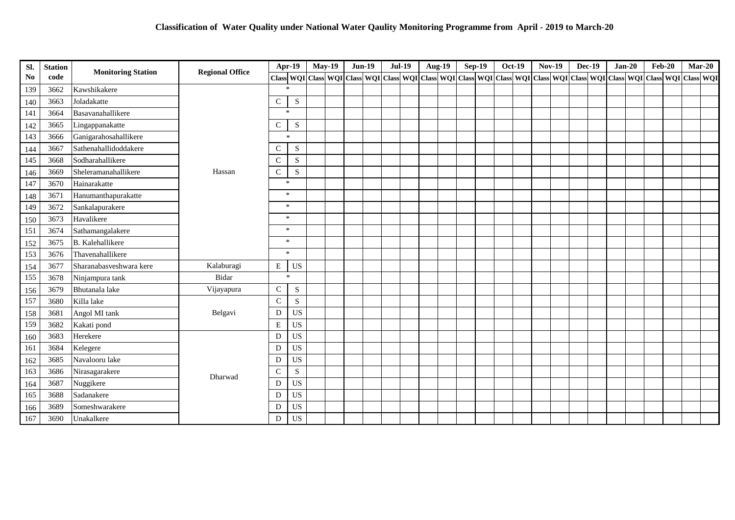**Classification of Water Quality under National Water Qaulity Monitoring Programme from April - 2019 to March-20**

| Sl. No | Station code | Monitoring Station | Regional Office | Apr-19 | | May-19 | | Jun-19 | | Jul-19 | | Aug-19 | | Sep-19 | | Oct-19 | | Nov-19 | | Dec-19 | | Jan-20 | | Feb-20 | | Mar-20 | |
|---|---|---|---|---|---|---|---|---|---|---|---|---|---|---|---|---|---|---|---|---|---|---|---|---|---|---|---|
| | | | | Class | WQI | Class | WQI | Class | WQI | Class | WQI | Class | WQI | Class | WQI | Class | WQI | Class | WQI | Class | WQI | Class | WQI | Class | WQI | Class | WQI |
| 139 | 3662 | Kawshikakere | Hassan | * | | | | | | | | | | | | | | | | | | | | | | | |
| 140 | 3663 | Joladakatte | Hassan | C | S | | | | | | | | | | | | | | | | | | | | | | |
| 141 | 3664 | Basavanahallikere | Hassan | * | | | | | | | | | | | | | | | | | | | | | | | |
| 142 | 3665 | Lingappanakatte | Hassan | C | S | | | | | | | | | | | | | | | | | | | | | | |
| 143 | 3666 | Ganigarahosahallikere | Hassan | * | | | | | | | | | | | | | | | | | | | | | | | |
| 144 | 3667 | Sathenahallidoddakere | Hassan | C | S | | | | | | | | | | | | | | | | | | | | | | |
| 145 | 3668 | Sodharahallikere | Hassan | C | S | | | | | | | | | | | | | | | | | | | | | | |
| 146 | 3669 | Sheleramanahallikere | Hassan | C | S | | | | | | | | | | | | | | | | | | | | | | |
| 147 | 3670 | Hainarakatte | Hassan | * | | | | | | | | | | | | | | | | | | | | | | | |
| 148 | 3671 | Hanumanthapurakatte | Hassan | * | | | | | | | | | | | | | | | | | | | | | | | |
| 149 | 3672 | Sankalapurakere | Hassan | * | | | | | | | | | | | | | | | | | | | | | | | |
| 150 | 3673 | Havalikere | Hassan | * | | | | | | | | | | | | | | | | | | | | | | | |
| 151 | 3674 | Sathamangalakere | Hassan | * | | | | | | | | | | | | | | | | | | | | | | | |
| 152 | 3675 | B. Kalehallikere | Hassan | * | | | | | | | | | | | | | | | | | | | | | | | |
| 153 | 3676 | Thavenahallikere | Hassan | * | | | | | | | | | | | | | | | | | | | | | | | |
| 154 | 3677 | Sharanabasveshwara kere | Kalaburagi | E | US | | | | | | | | | | | | | | | | | | | | | | |
| 155 | 3678 | Ninjampura tank | Bidar | * | | | | | | | | | | | | | | | | | | | | | | | |
| 156 | 3679 | Bhutanala lake | Vijayapura | C | S | | | | | | | | | | | | | | | | | | | | | | |
| 157 | 3680 | Killa lake | Belgavi | C | S | | | | | | | | | | | | | | | | | | | | | | |
| 158 | 3681 | Angol MI tank | Belgavi | D | US | | | | | | | | | | | | | | | | | | | | | | |
| 159 | 3682 | Kakati pond | Belgavi | E | US | | | | | | | | | | | | | | | | | | | | | | |
| 160 | 3683 | Herekere | Dharwad | D | US | | | | | | | | | | | | | | | | | | | | | | |
| 161 | 3684 | Kelegere | Dharwad | D | US | | | | | | | | | | | | | | | | | | | | | | |
| 162 | 3685 | Navalooru lake | Dharwad | D | US | | | | | | | | | | | | | | | | | | | | | | |
| 163 | 3686 | Nirasagarakere | Dharwad | C | S | | | | | | | | | | | | | | | | | | | | | | |
| 164 | 3687 | Nuggikere | Dharwad | D | US | | | | | | | | | | | | | | | | | | | | | | |
| 165 | 3688 | Sadanakere | Dharwad | D | US | | | | | | | | | | | | | | | | | | | | | | |
| 166 | 3689 | Someshwarakere | Dharwad | D | US | | | | | | | | | | | | | | | | | | | | | | |
| 167 | 3690 | Unakalkere | Dharwad | D | US | | | | | | | | | | | | | | | | | | | | | | |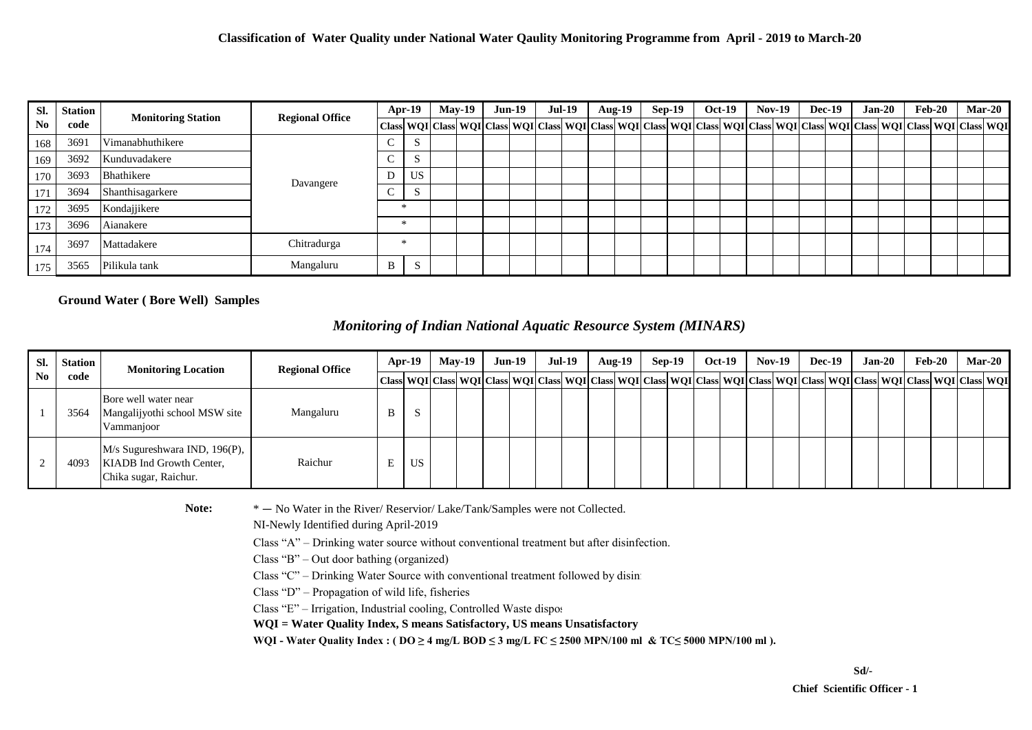# Classification of Water Quality under National Water Qaulity Monitoring Programme from April - 2019 to March-20

| Sl. No | Station code | Monitoring Station | Regional Office | Apr-19 | | May-19 | | Jun-19 | | Jul-19 | | Aug-19 | | Sep-19 | | Oct-19 | | Nov-19 | | Dec-19 | | Jan-20 | | Feb-20 | | Mar-20 | |
|---|---|---|---|---|---|---|---|---|---|---|---|---|---|---|---|---|---|---|---|---|---|---|---|---|---|---|---|
| | | | | Class | WQI | Class | WQI | Class | WQI | Class | WQI | Class | WQI | Class | WQI | Class | WQI | Class | WQI | Class | WQI | Class | WQI | Class | WQI | Class | WQI |
| 168 | 3691 | Vimanabhuthikere | Davangere | C | S | | | | | | | | | | | | | | | | | | | | | | |
| 169 | 3692 | Kunduvadakere | Davangere | C | S | | | | | | | | | | | | | | | | | | | | | | |
| 170 | 3693 | Bhathikere | Davangere | D | US | | | | | | | | | | | | | | | | | | | | | | |
| 171 | 3694 | Shanthisagarkere | Davangere | C | S | | | | | | | | | | | | | | | | | | | | | | |
| 172 | 3695 | Kondajjikere | Davangere | * | | | | | | | | | | | | | | | | | | | | | | | |
| 173 | 3696 | Aianakere | Davangere | * | | | | | | | | | | | | | | | | | | | | | | | |
| 174 | 3697 | Mattadakere | Chitradurga | * | | | | | | | | | | | | | | | | | | | | | | | |
| 175 | 3565 | Pilikula tank | Mangaluru | B | S | | | | | | | | | | | | | | | | | | | | | | |

**Ground Water ( Bore Well) Samples**

## *Monitoring of Indian National Aquatic Resource System (MINARS)*

| Sl. No | Station code | Monitoring Location | Regional Office | Apr-19 | | May-19 | | Jun-19 | | Jul-19 | | Aug-19 | | Sep-19 | | Oct-19 | | Nov-19 | | Dec-19 | | Jan-20 | | Feb-20 | | Mar-20 | |
|---|---|---|---|---|---|---|---|---|---|---|---|---|---|---|---|---|---|---|---|---|---|---|---|---|---|---|---|
| | | | | Class | WQI | Class | WQI | Class | WQI | Class | WQI | Class | WQI | Class | WQI | Class | WQI | Class | WQI | Class | WQI | Class | WQI | Class | WQI | Class | WQI |
| 1 | 3564 | Bore well water near Mangalijyothi school MSW site Vammanjoor | Mangaluru | B | S | | | | | | | | | | | | | | | | | | | | | | |
| 2 | 4093 | M/s Sugureshwara IND, 196(P), KIADB Ind Growth Center, Chika sugar, Raichur. | Raichur | E | US | | | | | | | | | | | | | | | | | | | | | | |

**Note:** * — No Water in the River/ Reservior/ Lake/Tank/Samples were not Collected.

NI-Newly Identified during April-2019

Class "A" – Drinking water source without conventional treatment but after disinfection.

Class "B" – Out door bathing (organized)

Class "C" – Drinking Water Source with conventional treatment followed by disin

Class "D" – Propagation of wild life, fisheries

Class "E" – Irrigation, Industrial cooling, Controlled Waste dispos

**WQI = Water Quality Index, S means Satisfactory, US means Unsatisfactory**

**WQI - Water Quality Index : ( DO ≥ 4 mg/L BOD ≤ 3 mg/L FC ≤ 2500 MPN/100 ml & TC≤ 5000 MPN/100 ml ).**

Sd/-

**Chief Scientific Officer - 1**